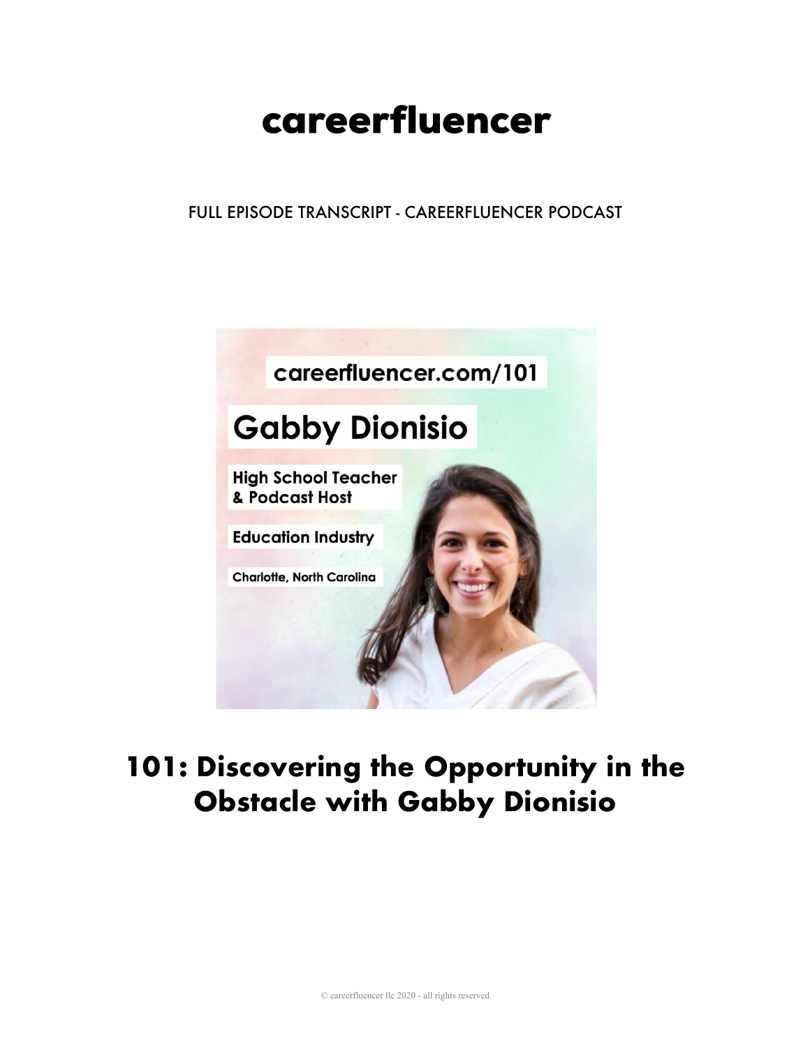# careerfluencer

FULL EPISODE TRANSCRIPT - CAREERFLUENCER PODCAST

careerfluencer.com/101

Gabby Dionisio

High School Teacher & Podcast Host

Education Industry

Charlotte, North Carolina

## 101: Discovering the Opportunity in the Obstacle with Gabby Dionisio

© careerfluencer llc 2020 - all rights reserved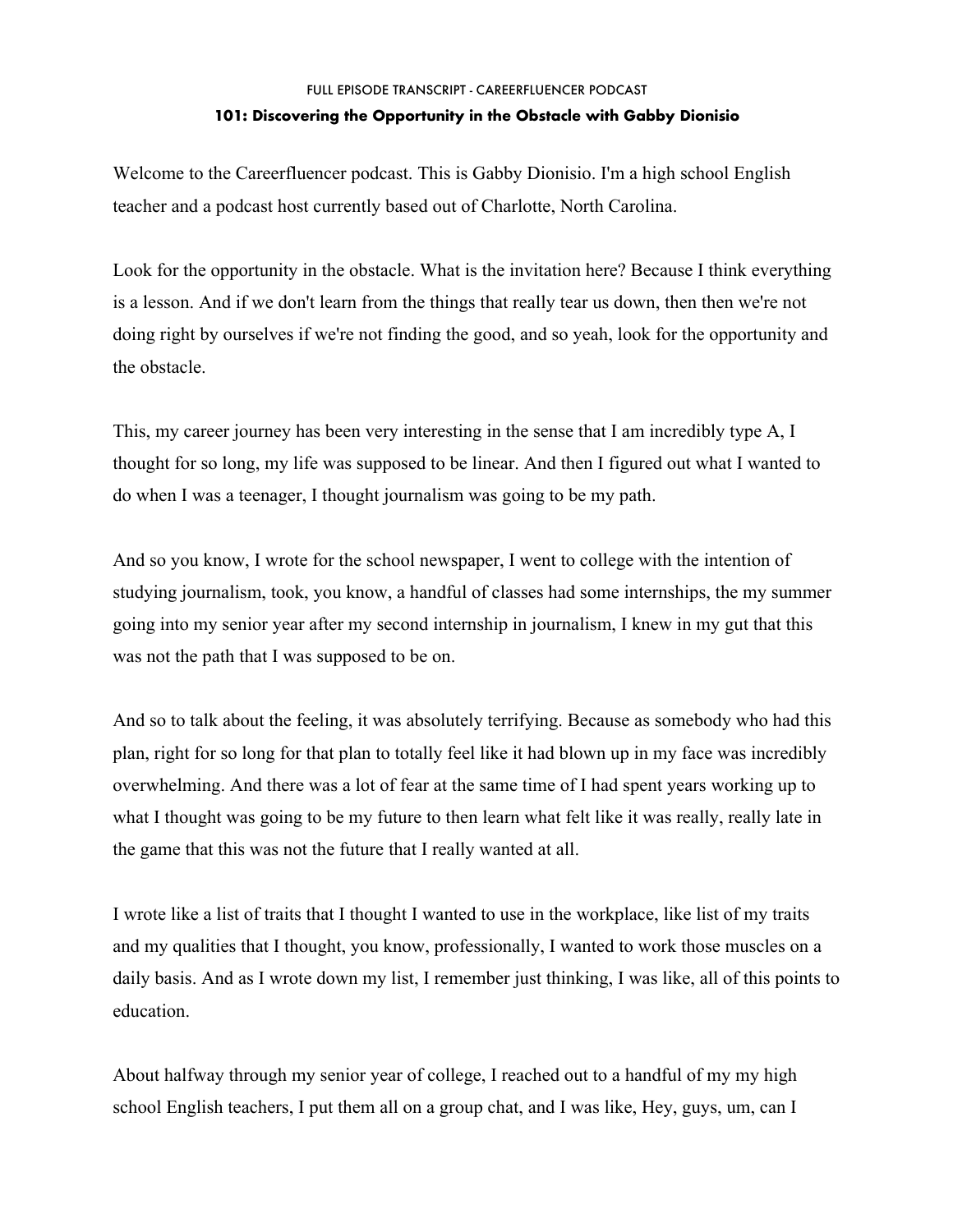Welcome to the Careerfluencer podcast. This is Gabby Dionisio. I'm a high school English teacher and a podcast host currently based out of Charlotte, North Carolina.

Look for the opportunity in the obstacle. What is the invitation here? Because I think everything is a lesson. And if we don't learn from the things that really tear us down, then then we're not doing right by ourselves if we're not finding the good, and so yeah, look for the opportunity and the obstacle.

This, my career journey has been very interesting in the sense that I am incredibly type A, I thought for so long, my life was supposed to be linear. And then I figured out what I wanted to do when I was a teenager, I thought journalism was going to be my path.

And so you know, I wrote for the school newspaper, I went to college with the intention of studying journalism, took, you know, a handful of classes had some internships, the my summer going into my senior year after my second internship in journalism, I knew in my gut that this was not the path that I was supposed to be on.

And so to talk about the feeling, it was absolutely terrifying. Because as somebody who had this plan, right for so long for that plan to totally feel like it had blown up in my face was incredibly overwhelming. And there was a lot of fear at the same time of I had spent years working up to what I thought was going to be my future to then learn what felt like it was really, really late in the game that this was not the future that I really wanted at all.

I wrote like a list of traits that I thought I wanted to use in the workplace, like list of my traits and my qualities that I thought, you know, professionally, I wanted to work those muscles on a daily basis. And as I wrote down my list, I remember just thinking, I was like, all of this points to education.

About halfway through my senior year of college, I reached out to a handful of my my high school English teachers, I put them all on a group chat, and I was like, Hey, guys, um, can I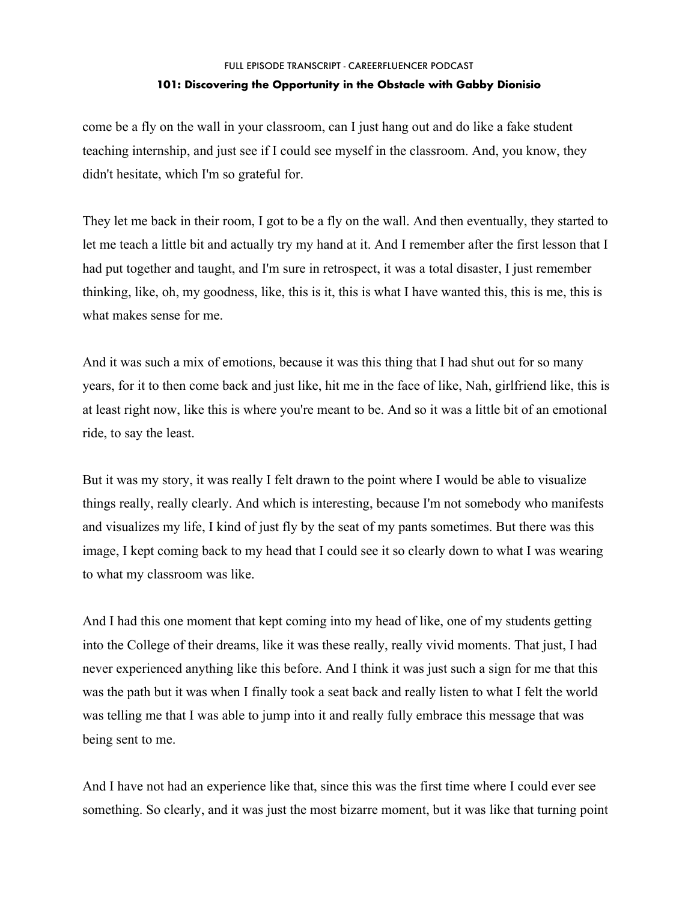come be a fly on the wall in your classroom, can I just hang out and do like a fake student teaching internship, and just see if I could see myself in the classroom. And, you know, they didn't hesitate, which I'm so grateful for.

They let me back in their room, I got to be a fly on the wall. And then eventually, they started to let me teach a little bit and actually try my hand at it. And I remember after the first lesson that I had put together and taught, and I'm sure in retrospect, it was a total disaster, I just remember thinking, like, oh, my goodness, like, this is it, this is what I have wanted this, this is me, this is what makes sense for me.

And it was such a mix of emotions, because it was this thing that I had shut out for so many years, for it to then come back and just like, hit me in the face of like, Nah, girlfriend like, this is at least right now, like this is where you're meant to be. And so it was a little bit of an emotional ride, to say the least.

But it was my story, it was really I felt drawn to the point where I would be able to visualize things really, really clearly. And which is interesting, because I'm not somebody who manifests and visualizes my life, I kind of just fly by the seat of my pants sometimes. But there was this image, I kept coming back to my head that I could see it so clearly down to what I was wearing to what my classroom was like.

And I had this one moment that kept coming into my head of like, one of my students getting into the College of their dreams, like it was these really, really vivid moments. That just, I had never experienced anything like this before. And I think it was just such a sign for me that this was the path but it was when I finally took a seat back and really listen to what I felt the world was telling me that I was able to jump into it and really fully embrace this message that was being sent to me.

And I have not had an experience like that, since this was the first time where I could ever see something. So clearly, and it was just the most bizarre moment, but it was like that turning point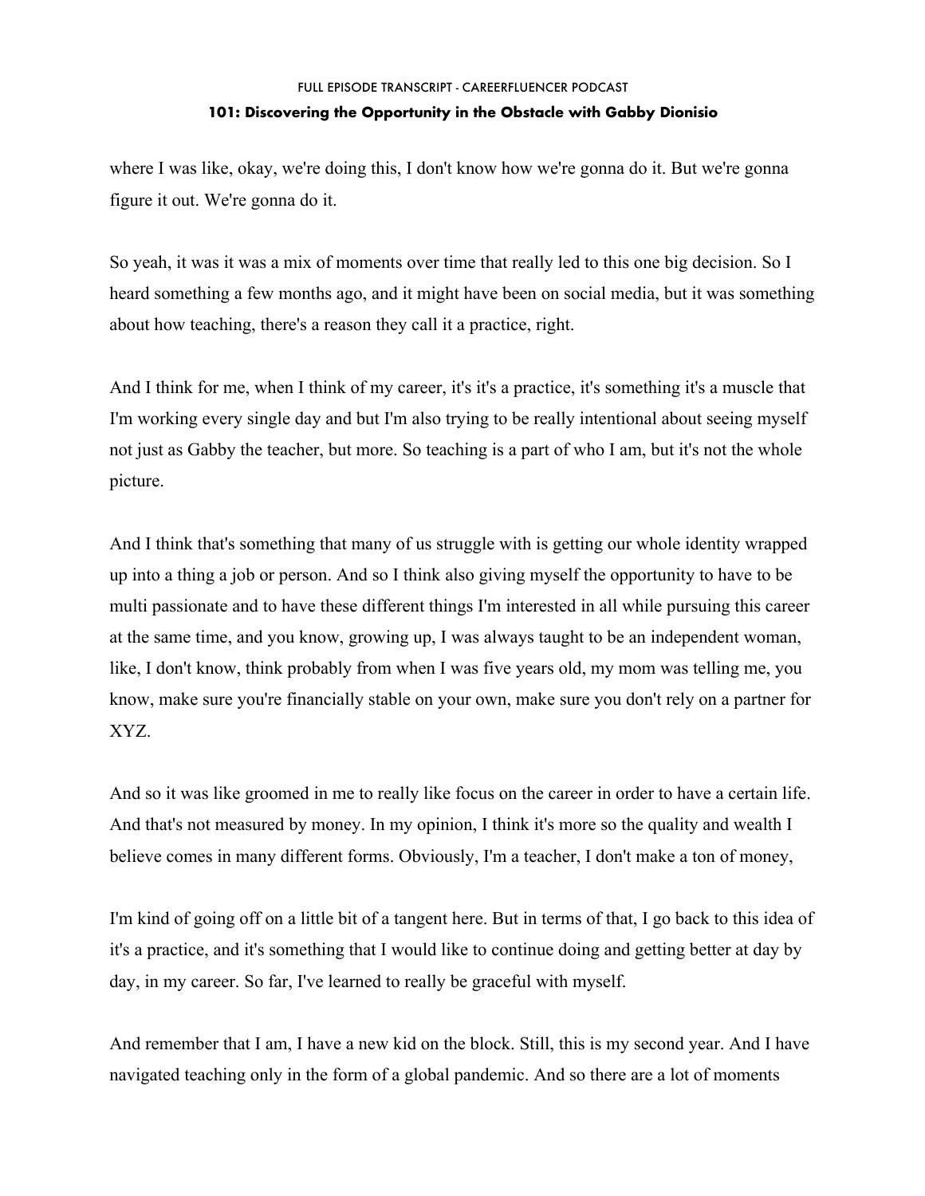where I was like, okay, we're doing this, I don't know how we're gonna do it. But we're gonna figure it out. We're gonna do it.

So yeah, it was it was a mix of moments over time that really led to this one big decision. So I heard something a few months ago, and it might have been on social media, but it was something about how teaching, there's a reason they call it a practice, right.

And I think for me, when I think of my career, it's it's a practice, it's something it's a muscle that I'm working every single day and but I'm also trying to be really intentional about seeing myself not just as Gabby the teacher, but more. So teaching is a part of who I am, but it's not the whole picture.

And I think that's something that many of us struggle with is getting our whole identity wrapped up into a thing a job or person. And so I think also giving myself the opportunity to have to be multi passionate and to have these different things I'm interested in all while pursuing this career at the same time, and you know, growing up, I was always taught to be an independent woman, like, I don't know, think probably from when I was five years old, my mom was telling me, you know, make sure you're financially stable on your own, make sure you don't rely on a partner for XYZ.

And so it was like groomed in me to really like focus on the career in order to have a certain life. And that's not measured by money. In my opinion, I think it's more so the quality and wealth I believe comes in many different forms. Obviously, I'm a teacher, I don't make a ton of money,

I'm kind of going off on a little bit of a tangent here. But in terms of that, I go back to this idea of it's a practice, and it's something that I would like to continue doing and getting better at day by day, in my career. So far, I've learned to really be graceful with myself.

And remember that I am, I have a new kid on the block. Still, this is my second year. And I have navigated teaching only in the form of a global pandemic. And so there are a lot of moments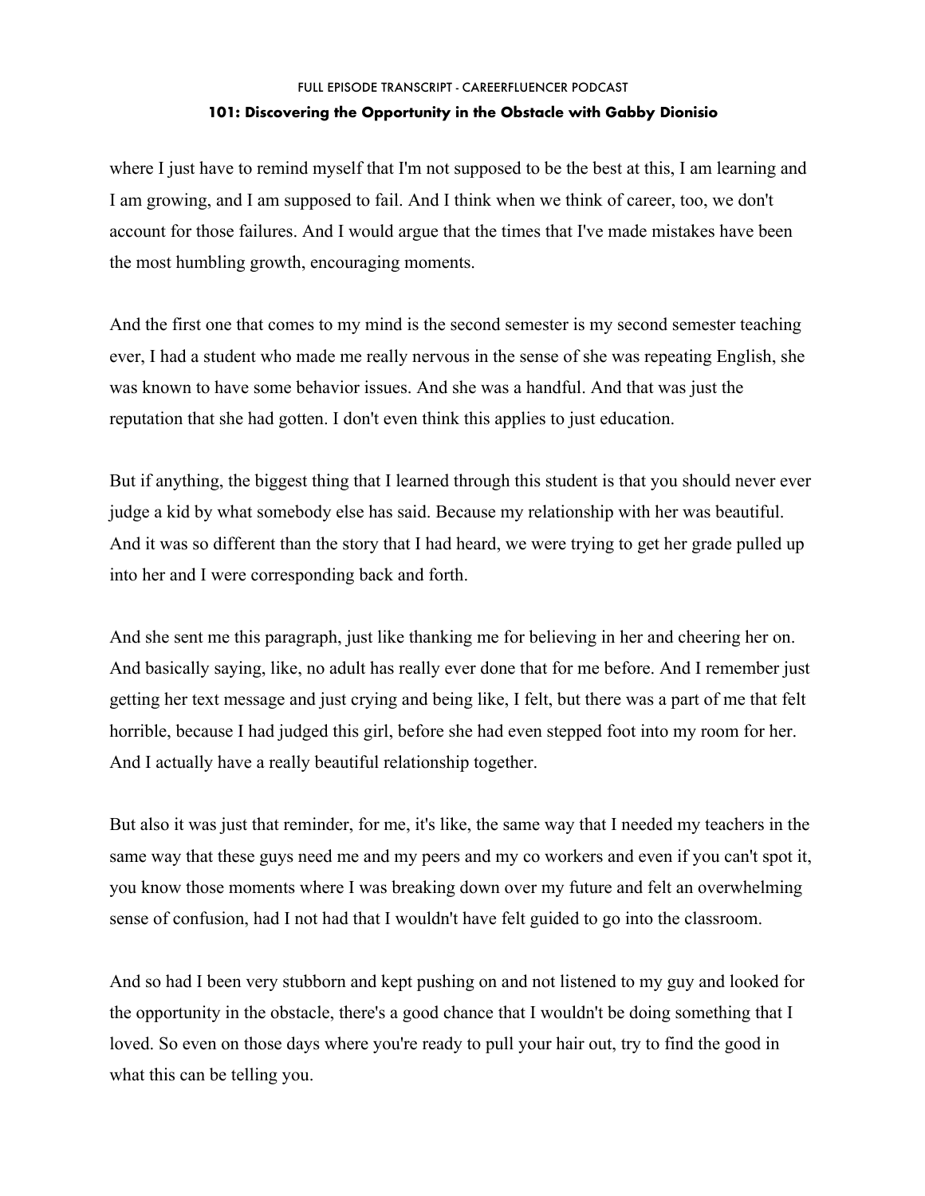where I just have to remind myself that I'm not supposed to be the best at this, I am learning and I am growing, and I am supposed to fail. And I think when we think of career, too, we don't account for those failures. And I would argue that the times that I've made mistakes have been the most humbling growth, encouraging moments.

And the first one that comes to my mind is the second semester is my second semester teaching ever, I had a student who made me really nervous in the sense of she was repeating English, she was known to have some behavior issues. And she was a handful. And that was just the reputation that she had gotten. I don't even think this applies to just education.

But if anything, the biggest thing that I learned through this student is that you should never ever judge a kid by what somebody else has said. Because my relationship with her was beautiful. And it was so different than the story that I had heard, we were trying to get her grade pulled up into her and I were corresponding back and forth.

And she sent me this paragraph, just like thanking me for believing in her and cheering her on. And basically saying, like, no adult has really ever done that for me before. And I remember just getting her text message and just crying and being like, I felt, but there was a part of me that felt horrible, because I had judged this girl, before she had even stepped foot into my room for her. And I actually have a really beautiful relationship together.

But also it was just that reminder, for me, it's like, the same way that I needed my teachers in the same way that these guys need me and my peers and my co workers and even if you can't spot it, you know those moments where I was breaking down over my future and felt an overwhelming sense of confusion, had I not had that I wouldn't have felt guided to go into the classroom.

And so had I been very stubborn and kept pushing on and not listened to my guy and looked for the opportunity in the obstacle, there's a good chance that I wouldn't be doing something that I loved. So even on those days where you're ready to pull your hair out, try to find the good in what this can be telling you.